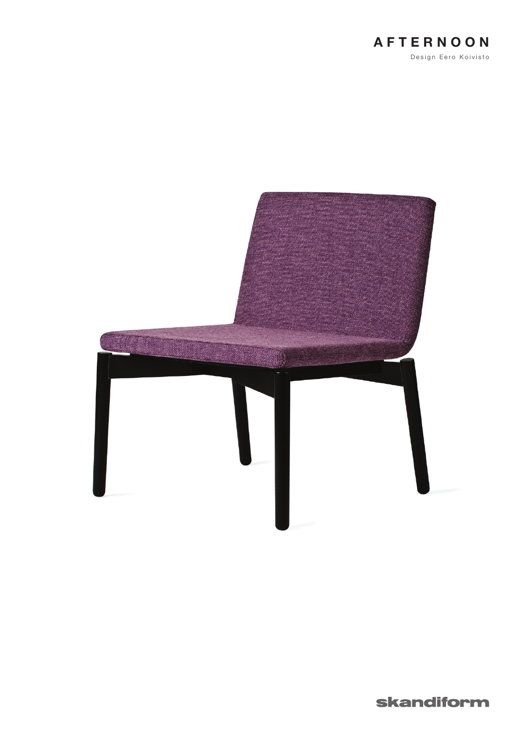# AFTERNOON

Design Eero Koivisto

skandiform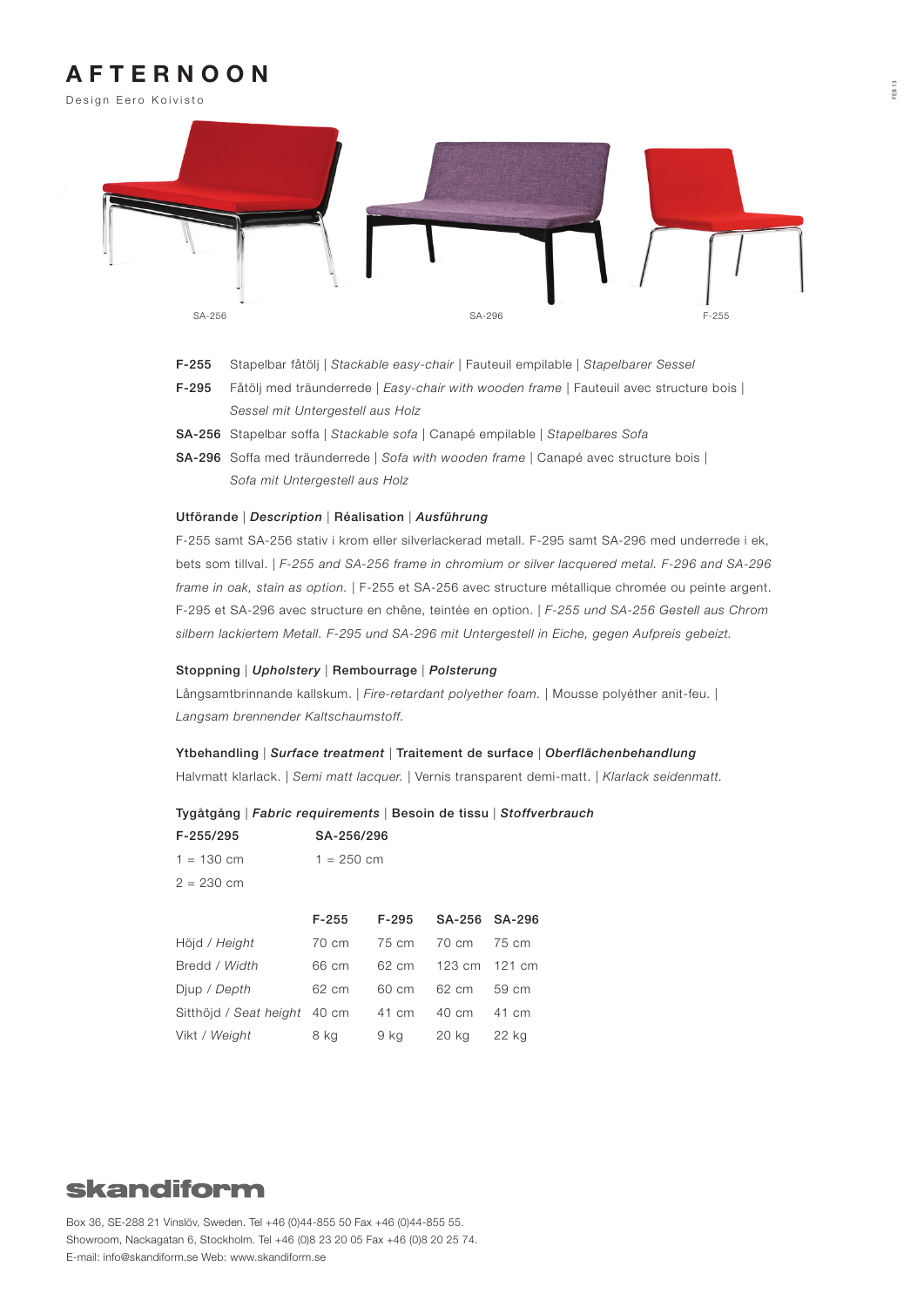# AFTERNOON

Design Eero Koivisto

SA-256

SA-296

F-255

**F-255** Stapelbar fåtölj | *Stackable easy-chair* | Fauteuil empilable | *Stapelbarer Sessel*

**F-295** Fåtölj med träunderrede | *Easy-chair with wooden frame* | Fauteuil avec structure bois | *Sessel mit Untergestell aus Holz*

**SA-256** Stapelbar soffa | *Stackable sofa* | Canapé empilable | *Stapelbares Sofa*

**SA-296** Soffa med träunderrede | *Sofa with wooden frame* | Canapé avec structure bois | *Sofa mit Untergestell aus Holz*

**Utförande** | ***Description*** | **Réalisation** | ***Ausführung***

F-255 samt SA-256 stativ i krom eller silverlackerad metall. F-295 samt SA-296 med underrede i ek, bets som tillval. | *F-255 and SA-256 frame in chromium or silver lacquered metal. F-296 and SA-296 frame in oak, stain as option.* | F-255 et SA-256 avec structure métallique chromée ou peinte argent. F-295 et SA-296 avec structure en chêne, teintée en option. | *F-255 und SA-256 Gestell aus Chrom silbern lackiertem Metall. F-295 und SA-296 mit Untergestell in Eiche, gegen Aufpreis gebeizt.*

**Stoppning** | ***Upholstery*** | **Rembourrage** | ***Polsterung***

Långsamtbrinnande kallskum. | *Fire-retardant polyether foam.* | Mousse polyéther anit-feu. | *Langsam brennender Kaltschaumstoff.*

**Ytbehandling** | ***Surface treatment*** | **Traitement de surface** | ***Oberflächenbehandlung***

Halvmatt klarlack. | *Semi matt lacquer.* | Vernis transparent demi-matt. | *Klarlack seidenmatt.*

**Tygåtgång** | ***Fabric requirements*** | **Besoin de tissu** | ***Stoffverbrauch***

| F-255/295 | SA-256/296 |
|---|---|
| 1 = 130 cm | 1 = 250 cm |
| 2 = 230 cm | |

| | F-255 | F-295 | SA-256 | SA-296 |
|---|---|---|---|---|
| Höjd / *Height* | 70 cm | 75 cm | 70 cm | 75 cm |
| Bredd / *Width* | 66 cm | 62 cm | 123 cm | 121 cm |
| Djup / *Depth* | 62 cm | 60 cm | 62 cm | 59 cm |
| Sitthöjd / *Seat height* | 40 cm | 41 cm | 40 cm | 41 cm |
| Vikt / *Weight* | 8 kg | 9 kg | 20 kg | 22 kg |

**skandiform**

Box 36, SE-288 21 Vinslöv, Sweden. Tel +46 (0)44-855 50 Fax +46 (0)44-855 55.
Showroom, Nackagatan 6, Stockholm. Tel +46 (0)8 23 20 05 Fax +46 (0)8 20 25 74.
E-mail: info@skandiform.se Web: www.skandiform.se